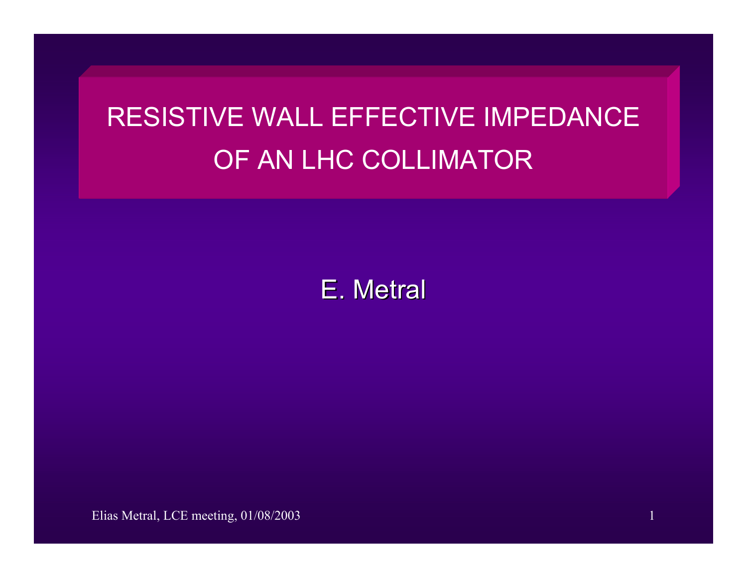# RESISTIVE WALL EFFECTIVE IMPEDANCE OF AN LHC COLLIMATOR

E. Metral

Elias Metral, LCE meeting, 01/08/2003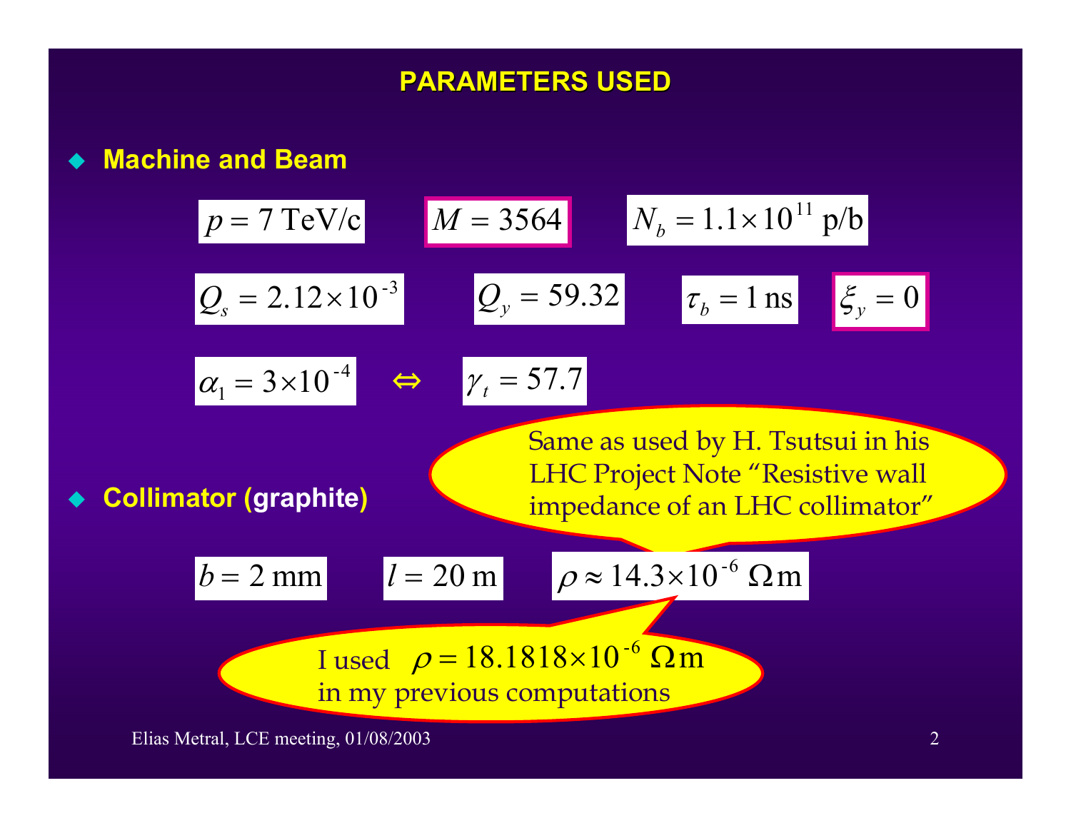# PARAMETERS USED

- **Machine and Beam**

$p = 7$ TeV/c $\quad M = 3564 \quad N_b = 1.1 \times 10^{11}$ p/b

$Q_s = 2.12 \times 10^{-3} \quad Q_y = 59.32 \quad \tau_b = 1$ ns $\quad \xi_y = 0$

$\alpha_1 = 3 \times 10^{-4} \quad \Leftrightarrow \quad \gamma_t = 57.7$

Same as used by H. Tsutsui in his LHC Project Note "Resistive wall impedance of an LHC collimator"

- **Collimator (graphite)**

$b = 2$ mm $\quad l = 20$ m $\quad \rho \approx 14.3 \times 10^{-6}\ \Omega\text{m}$

I used $\rho = 18.1818 \times 10^{-6}\ \Omega\text{m}$ in my previous computations

Elias Metral, LCE meeting, 01/08/2003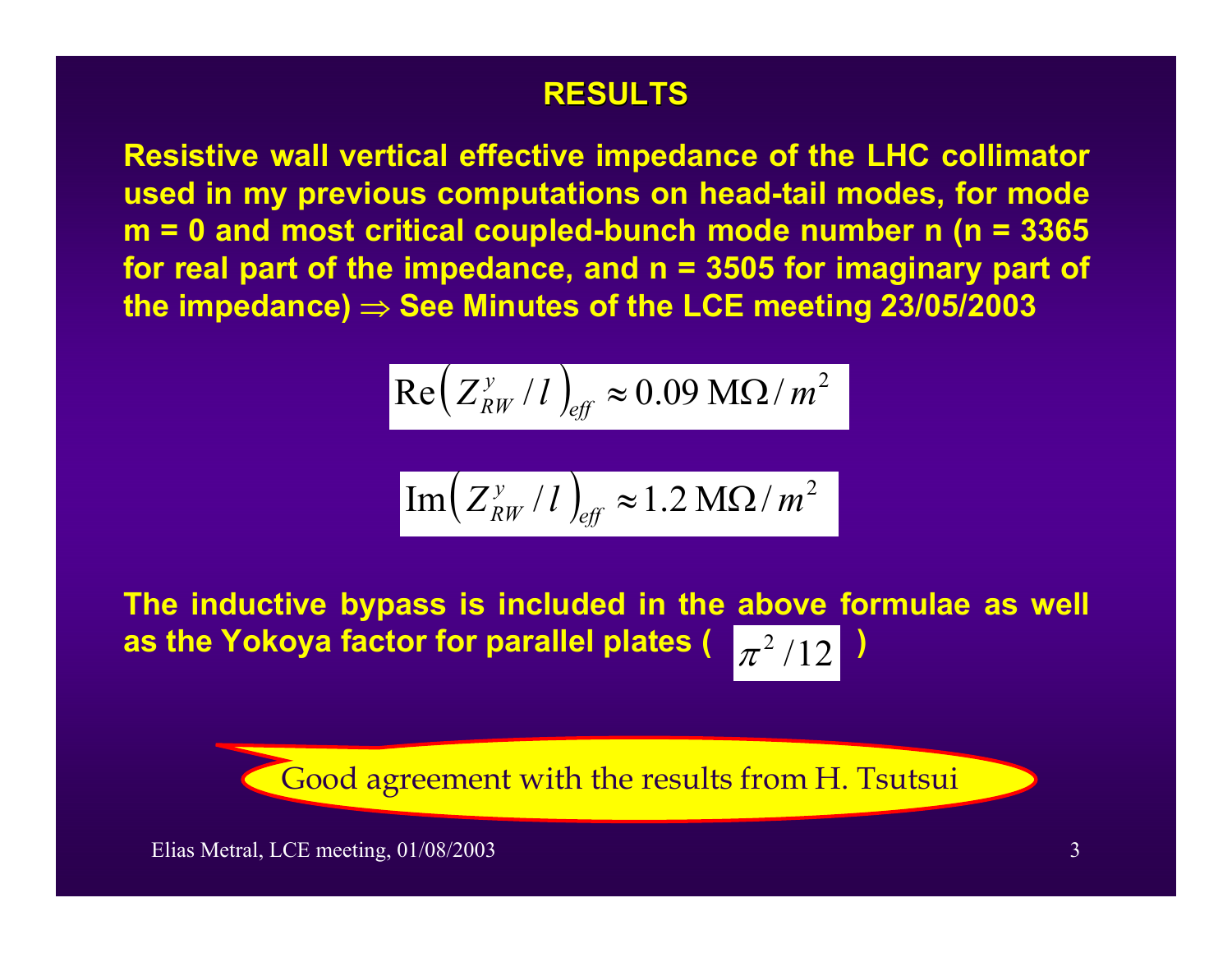# RESULTS

**Resistive wall vertical effective impedance of the LHC collimator used in my previous computations on head-tail modes, for mode m = 0 and most critical coupled-bunch mode number n (n = 3365 for real part of the impedance, and n = 3505 for imaginary part of the impedance) $\Rightarrow$ See Minutes of the LCE meeting 23/05/2003**

$$\mathrm{Re}\left( Z_{RW}^{y} / l \right)_{eff} \approx 0.09 \ \mathrm{M}\Omega / m^2$$

$$\mathrm{Im}\left( Z_{RW}^{y} / l \right)_{eff} \approx 1.2 \ \mathrm{M}\Omega / m^2$$

**The inductive bypass is included in the above formulae as well as the Yokoya factor for parallel plates ( $\pi^2 / 12$ )**

Good agreement with the results from H. Tsutsui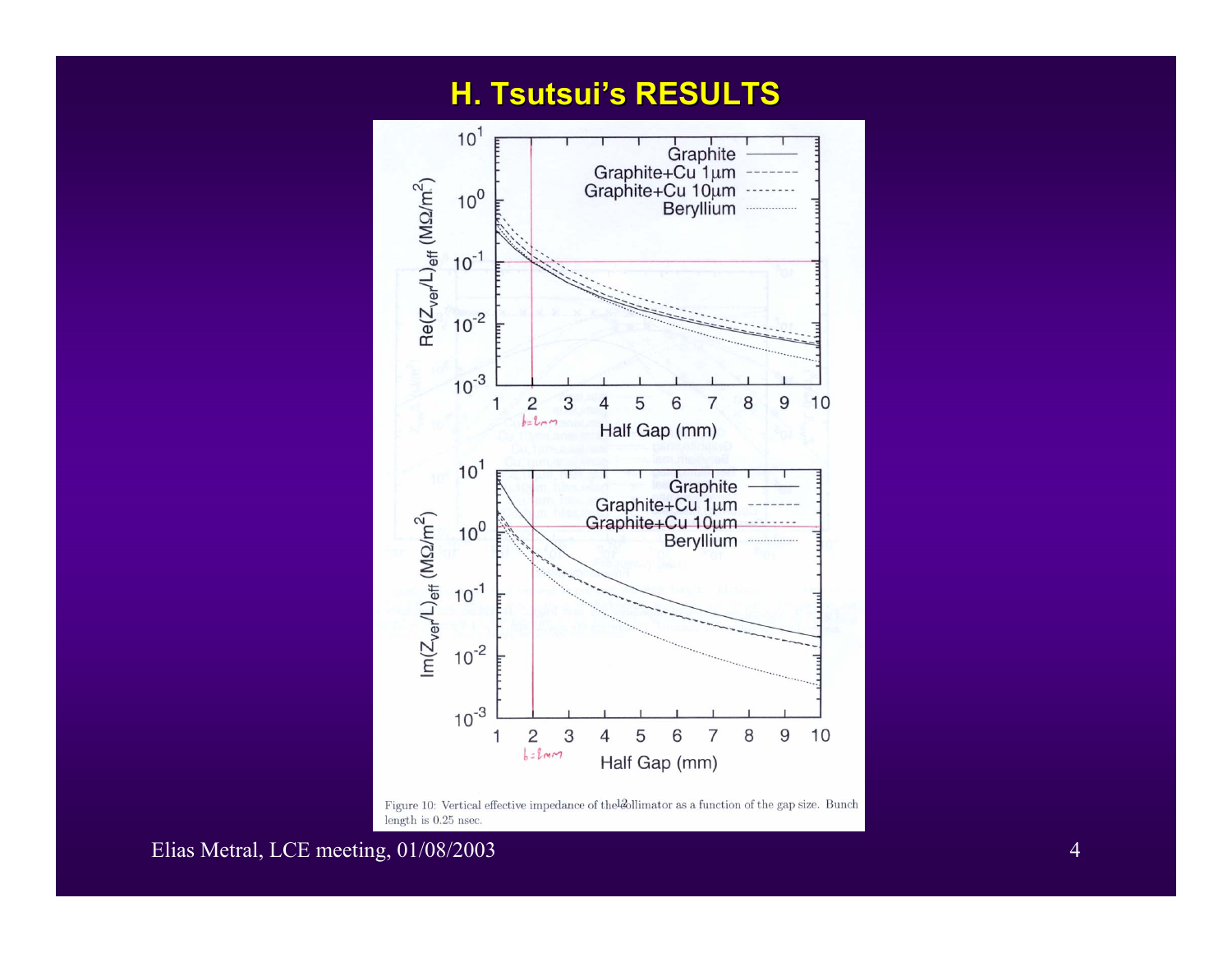# H. Tsutsui's RESULTS

$Re(Z_{ver}/L)_{eff}$ (M$\Omega$/m$^2$)

$10^1$
$10^0$
$10^{-1}$
$10^{-2}$
$10^{-3}$

1 2 3 4 5 6 7 8 9 10

b=2mm

Half Gap (mm)

Graphite
Graphite+Cu 1μm
Graphite+Cu 10μm
Beryllium

$Im(Z_{ver}/L)_{eff}$ (M$\Omega$/m$^2$)

$10^1$
$10^0$
$10^{-1}$
$10^{-2}$
$10^{-3}$

1 2 3 4 5 6 7 8 9 10

b=2mm

Half Gap (mm)

Graphite
Graphite+Cu 1μm
Graphite+Cu 10μm
Beryllium

Figure 10: Vertical effective impedance of the collimator as a function of the gap size. Bunch length is 0.25 nsec.

Elias Metral, LCE meeting, 01/08/2003